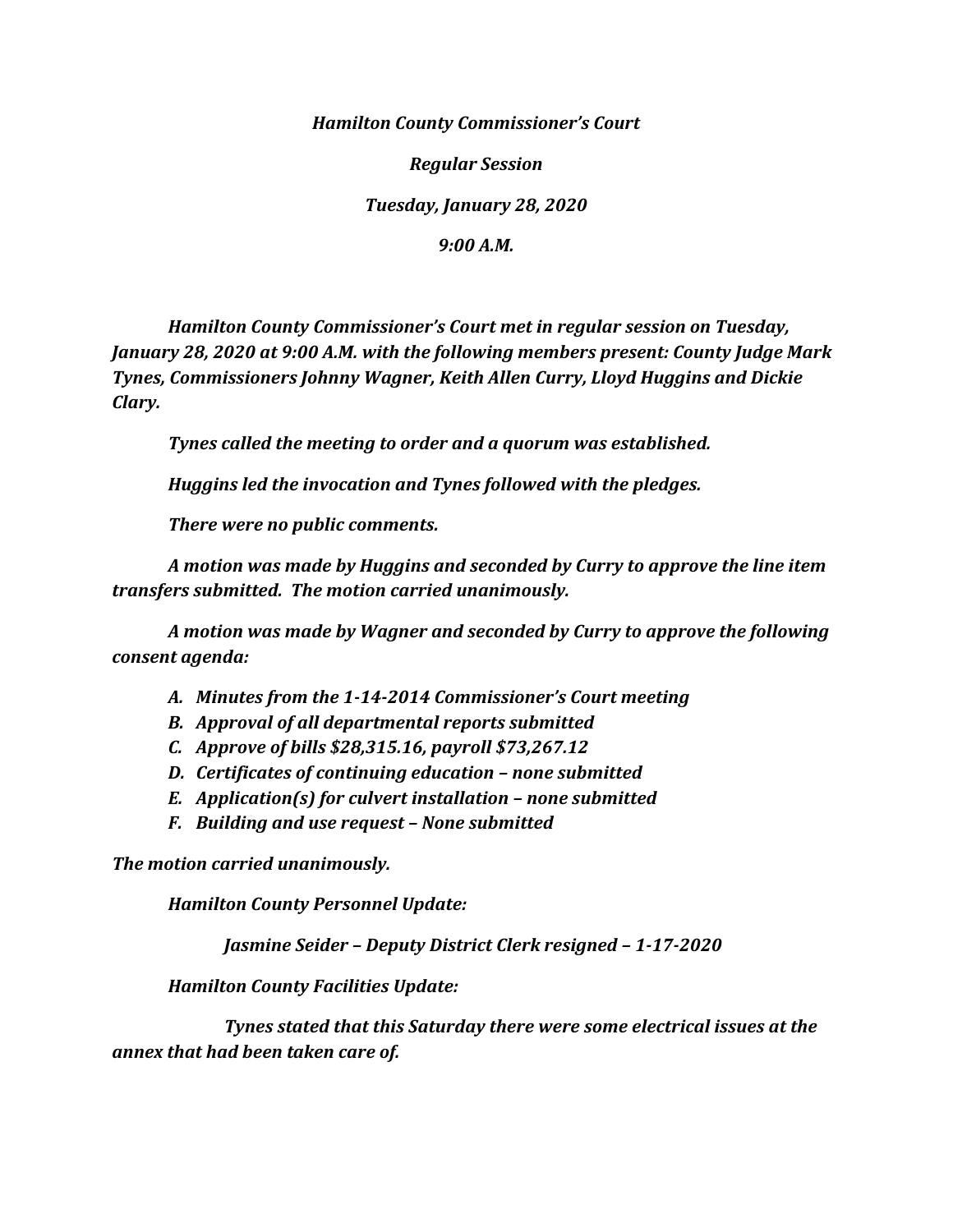***Hamilton County Commissioner's Court***

***Regular Session***

***Tuesday, January 28, 2020***

***9:00 A.M.***

***Hamilton County Commissioner's Court met in regular session on Tuesday, January 28, 2020 at 9:00 A.M. with the following members present: County Judge Mark Tynes, Commissioners Johnny Wagner, Keith Allen Curry, Lloyd Huggins and Dickie Clary.***

***Tynes called the meeting to order and a quorum was established.***

***Huggins led the invocation and Tynes followed with the pledges.***

***There were no public comments.***

***A motion was made by Huggins and seconded by Curry to approve the line item transfers submitted. The motion carried unanimously.***

***A motion was made by Wagner and seconded by Curry to approve the following consent agenda:***

- ***A. Minutes from the 1-14-2014 Commissioner's Court meeting***
- ***B. Approval of all departmental reports submitted***
- ***C. Approve of bills $28,315.16, payroll $73,267.12***
- ***D. Certificates of continuing education – none submitted***
- ***E. Application(s) for culvert installation – none submitted***
- ***F. Building and use request – None submitted***

***The motion carried unanimously.***

***Hamilton County Personnel Update:***

***Jasmine Seider – Deputy District Clerk resigned – 1-17-2020***

***Hamilton County Facilities Update:***

***Tynes stated that this Saturday there were some electrical issues at the annex that had been taken care of.***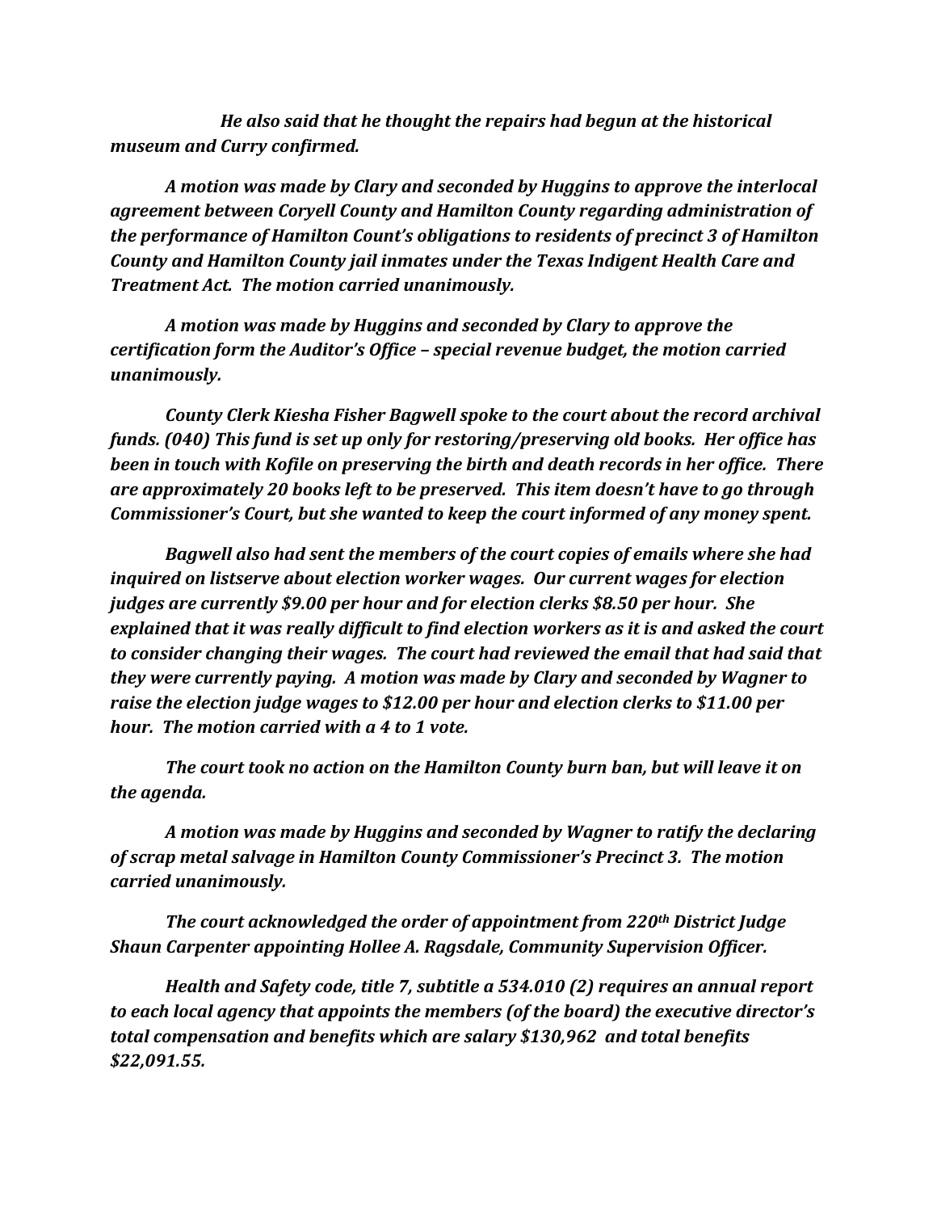*He also said that he thought the repairs had begun at the historical museum and Curry confirmed.*

*A motion was made by Clary and seconded by Huggins to approve the interlocal agreement between Coryell County and Hamilton County regarding administration of the performance of Hamilton Count's obligations to residents of precinct 3 of Hamilton County and Hamilton County jail inmates under the Texas Indigent Health Care and Treatment Act. The motion carried unanimously.*

*A motion was made by Huggins and seconded by Clary to approve the certification form the Auditor's Office – special revenue budget, the motion carried unanimously.*

*County Clerk Kiesha Fisher Bagwell spoke to the court about the record archival funds. (040) This fund is set up only for restoring/preserving old books. Her office has been in touch with Kofile on preserving the birth and death records in her office. There are approximately 20 books left to be preserved. This item doesn't have to go through Commissioner's Court, but she wanted to keep the court informed of any money spent.*

*Bagwell also had sent the members of the court copies of emails where she had inquired on listserve about election worker wages. Our current wages for election judges are currently $9.00 per hour and for election clerks $8.50 per hour. She explained that it was really difficult to find election workers as it is and asked the court to consider changing their wages. The court had reviewed the email that had said that they were currently paying. A motion was made by Clary and seconded by Wagner to raise the election judge wages to $12.00 per hour and election clerks to $11.00 per hour. The motion carried with a 4 to 1 vote.*

*The court took no action on the Hamilton County burn ban, but will leave it on the agenda.*

*A motion was made by Huggins and seconded by Wagner to ratify the declaring of scrap metal salvage in Hamilton County Commissioner's Precinct 3. The motion carried unanimously.*

*The court acknowledged the order of appointment from 220th District Judge Shaun Carpenter appointing Hollee A. Ragsdale, Community Supervision Officer.*

*Health and Safety code, title 7, subtitle a 534.010 (2) requires an annual report to each local agency that appoints the members (of the board) the executive director's total compensation and benefits which are salary $130,962 and total benefits $22,091.55.*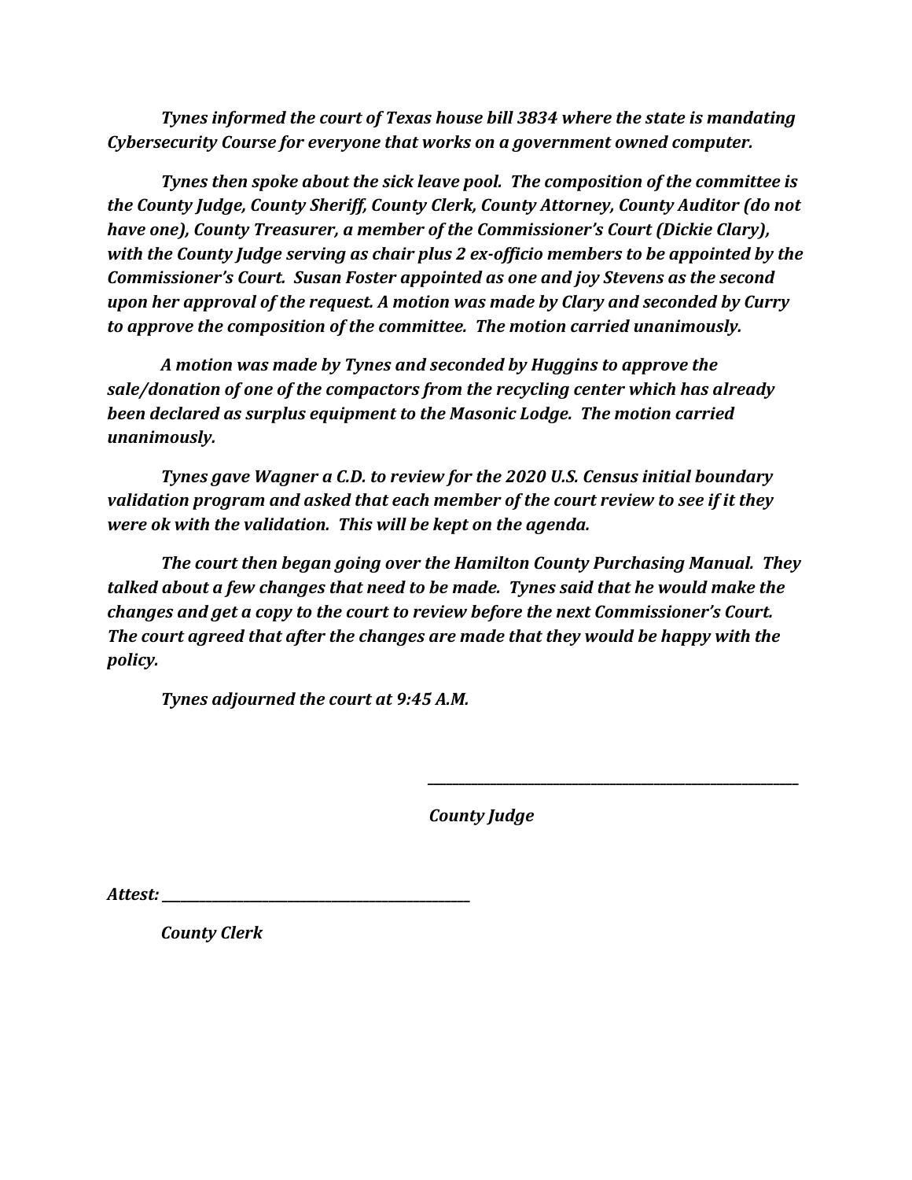*Tynes informed the court of Texas house bill 3834 where the state is mandating Cybersecurity Course for everyone that works on a government owned computer.*

*Tynes then spoke about the sick leave pool. The composition of the committee is the County Judge, County Sheriff, County Clerk, County Attorney, County Auditor (do not have one), County Treasurer, a member of the Commissioner's Court (Dickie Clary), with the County Judge serving as chair plus 2 ex-officio members to be appointed by the Commissioner's Court. Susan Foster appointed as one and joy Stevens as the second upon her approval of the request. A motion was made by Clary and seconded by Curry to approve the composition of the committee. The motion carried unanimously.*

*A motion was made by Tynes and seconded by Huggins to approve the sale/donation of one of the compactors from the recycling center which has already been declared as surplus equipment to the Masonic Lodge. The motion carried unanimously.*

*Tynes gave Wagner a C.D. to review for the 2020 U.S. Census initial boundary validation program and asked that each member of the court review to see if it they were ok with the validation. This will be kept on the agenda.*

*The court then began going over the Hamilton County Purchasing Manual. They talked about a few changes that need to be made. Tynes said that he would make the changes and get a copy to the court to review before the next Commissioner's Court. The court agreed that after the changes are made that they would be happy with the policy.*

*Tynes adjourned the court at 9:45 A.M.*

______________________________

***County Judge***

***Attest:*** ______________________________

***County Clerk***